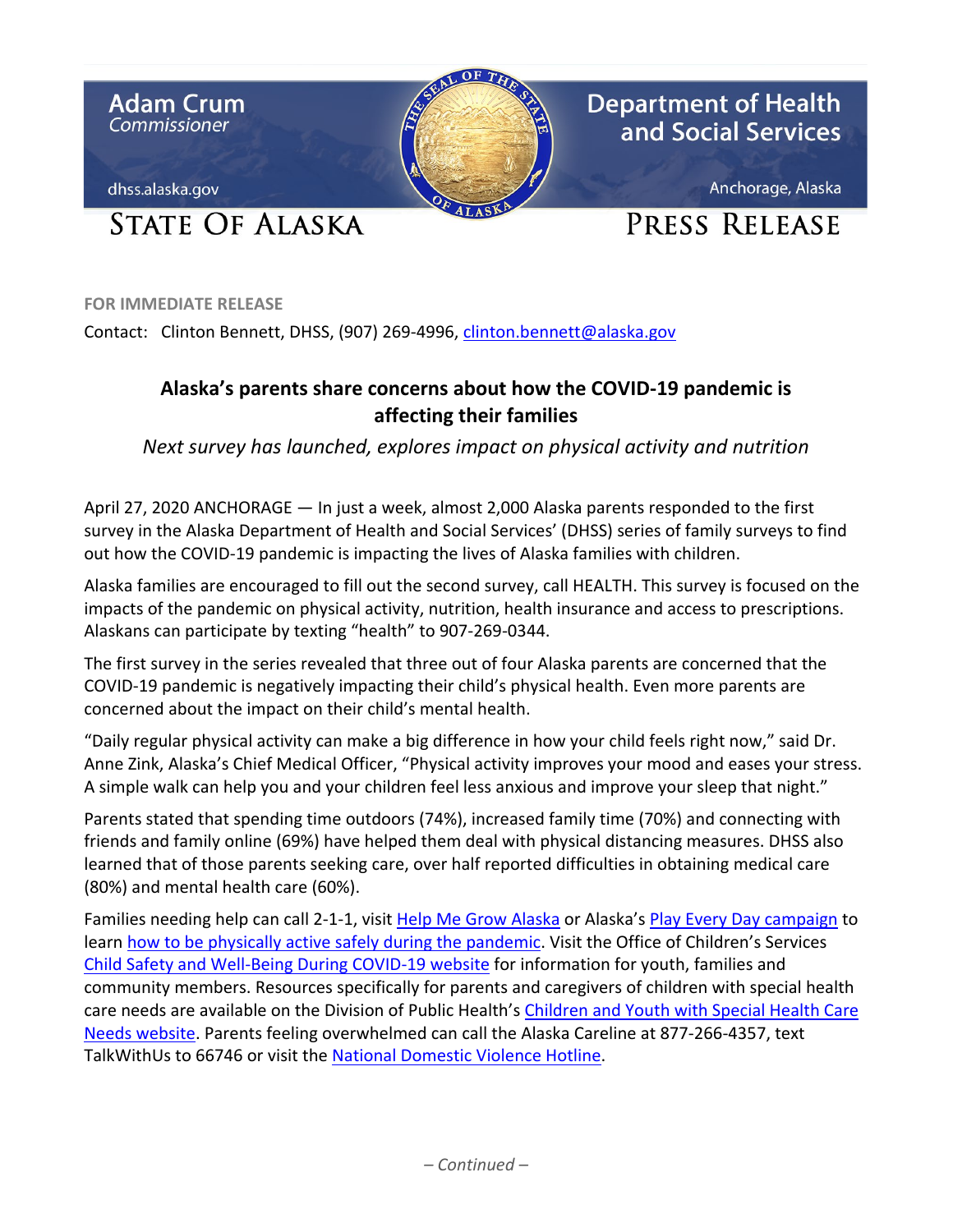Adam Crum
*Commissioner*

dhss.alaska.gov

**Department of Health and Social Services**

Anchorage, Alaska

STATE OF ALASKA

PRESS RELEASE

**FOR IMMEDIATE RELEASE**

Contact: Clinton Bennett, DHSS, (907) 269-4996, clinton.bennett@alaska.gov

## Alaska's parents share concerns about how the COVID-19 pandemic is affecting their families

*Next survey has launched, explores impact on physical activity and nutrition*

April 27, 2020 ANCHORAGE — In just a week, almost 2,000 Alaska parents responded to the first survey in the Alaska Department of Health and Social Services' (DHSS) series of family surveys to find out how the COVID-19 pandemic is impacting the lives of Alaska families with children.

Alaska families are encouraged to fill out the second survey, call HEALTH. This survey is focused on the impacts of the pandemic on physical activity, nutrition, health insurance and access to prescriptions. Alaskans can participate by texting "health" to 907-269-0344.

The first survey in the series revealed that three out of four Alaska parents are concerned that the COVID-19 pandemic is negatively impacting their child's physical health. Even more parents are concerned about the impact on their child's mental health.

"Daily regular physical activity can make a big difference in how your child feels right now," said Dr. Anne Zink, Alaska's Chief Medical Officer, "Physical activity improves your mood and eases your stress. A simple walk can help you and your children feel less anxious and improve your sleep that night."

Parents stated that spending time outdoors (74%), increased family time (70%) and connecting with friends and family online (69%) have helped them deal with physical distancing measures. DHSS also learned that of those parents seeking care, over half reported difficulties in obtaining medical care (80%) and mental health care (60%).

Families needing help can call 2-1-1, visit Help Me Grow Alaska or Alaska's Play Every Day campaign to learn how to be physically active safely during the pandemic. Visit the Office of Children's Services Child Safety and Well-Being During COVID-19 website for information for youth, families and community members. Resources specifically for parents and caregivers of children with special health care needs are available on the Division of Public Health's Children and Youth with Special Health Care Needs website. Parents feeling overwhelmed can call the Alaska Careline at 877-266-4357, text TalkWithUs to 66746 or visit the National Domestic Violence Hotline.

*– Continued –*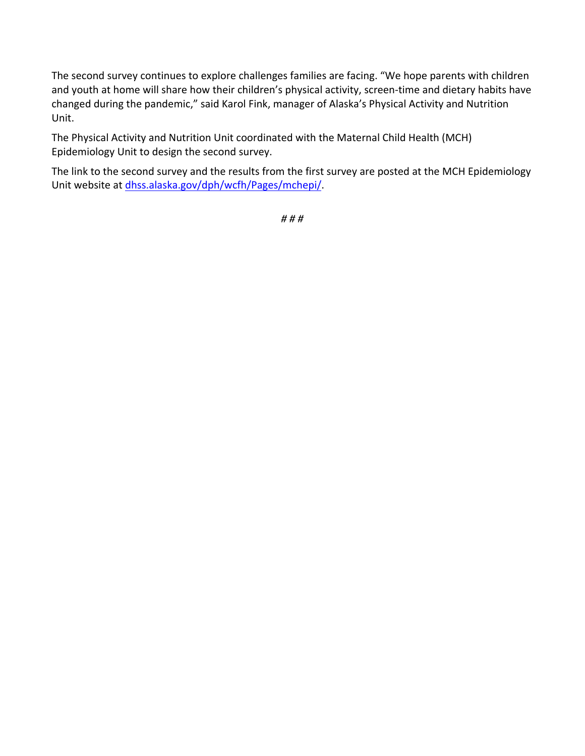The second survey continues to explore challenges families are facing. "We hope parents with children and youth at home will share how their children's physical activity, screen-time and dietary habits have changed during the pandemic," said Karol Fink, manager of Alaska's Physical Activity and Nutrition Unit.

The Physical Activity and Nutrition Unit coordinated with the Maternal Child Health (MCH) Epidemiology Unit to design the second survey.

The link to the second survey and the results from the first survey are posted at the MCH Epidemiology Unit website at [dhss.alaska.gov/dph/wcfh/Pages/mchepi/](dhss.alaska.gov/dph/wcfh/Pages/mchepi/).

# # #